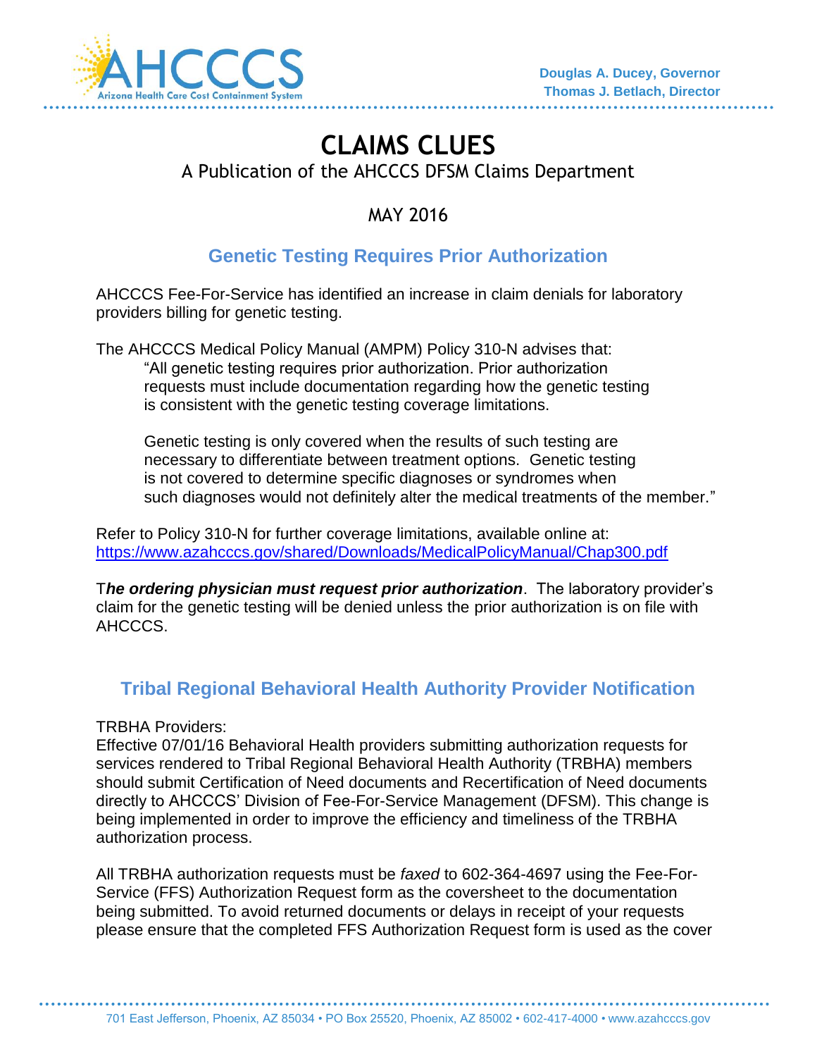Douglas A. Ducey, Governor
Thomas J. Betlach, Director

# CLAIMS CLUES

A Publication of the AHCCCS DFSM Claims Department

MAY 2016

## Genetic Testing Requires Prior Authorization

AHCCCS Fee-For-Service has identified an increase in claim denials for laboratory providers billing for genetic testing.

The AHCCCS Medical Policy Manual (AMPM) Policy 310-N advises that:

> "All genetic testing requires prior authorization. Prior authorization requests must include documentation regarding how the genetic testing is consistent with the genetic testing coverage limitations.
>
> Genetic testing is only covered when the results of such testing are necessary to differentiate between treatment options. Genetic testing is not covered to determine specific diagnoses or syndromes when such diagnoses would not definitely alter the medical treatments of the member."

Refer to Policy 310-N for further coverage limitations, available online at:
https://www.azahcccs.gov/shared/Downloads/MedicalPolicyManual/Chap300.pdf

T***he ordering physician must request prior authorization***. The laboratory provider's claim for the genetic testing will be denied unless the prior authorization is on file with AHCCCS.

## Tribal Regional Behavioral Health Authority Provider Notification

TRBHA Providers:
Effective 07/01/16 Behavioral Health providers submitting authorization requests for services rendered to Tribal Regional Behavioral Health Authority (TRBHA) members should submit Certification of Need documents and Recertification of Need documents directly to AHCCCS' Division of Fee-For-Service Management (DFSM). This change is being implemented in order to improve the efficiency and timeliness of the TRBHA authorization process.

All TRBHA authorization requests must be *faxed* to 602-364-4697 using the Fee-For-Service (FFS) Authorization Request form as the coversheet to the documentation being submitted. To avoid returned documents or delays in receipt of your requests please ensure that the completed FFS Authorization Request form is used as the cover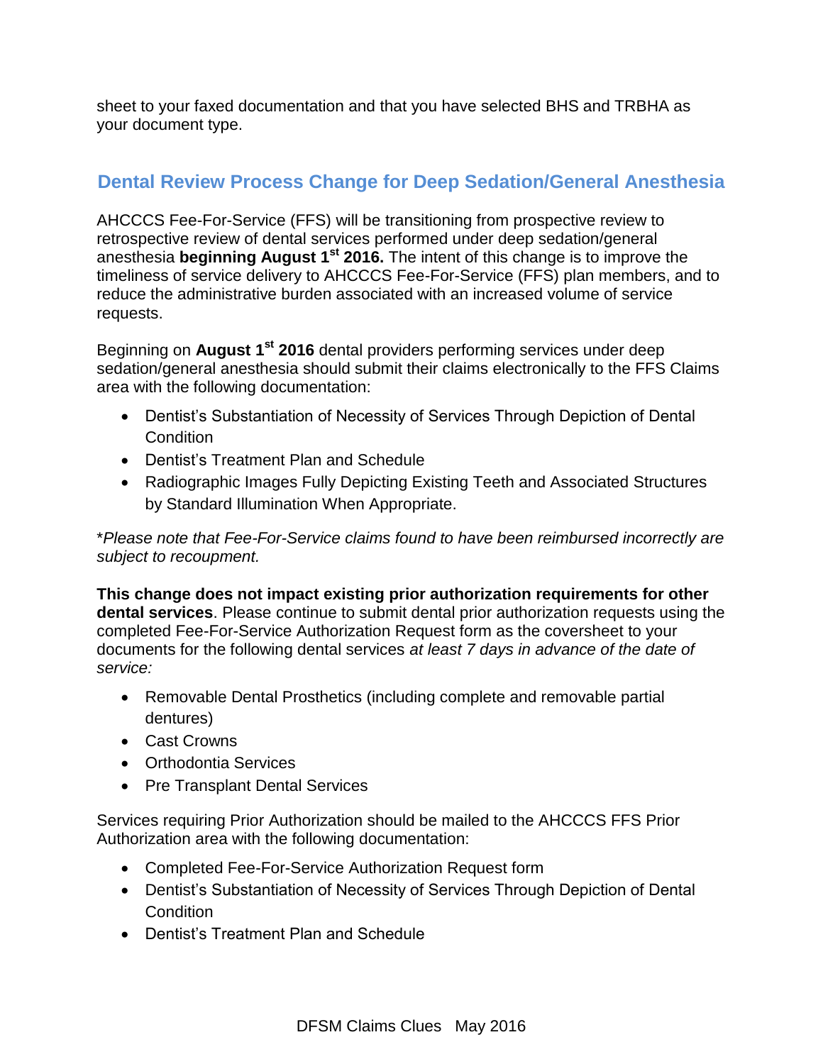sheet to your faxed documentation and that you have selected BHS and TRBHA as your document type.

## Dental Review Process Change for Deep Sedation/General Anesthesia

AHCCCS Fee-For-Service (FFS) will be transitioning from prospective review to retrospective review of dental services performed under deep sedation/general anesthesia **beginning August 1st 2016.** The intent of this change is to improve the timeliness of service delivery to AHCCCS Fee-For-Service (FFS) plan members, and to reduce the administrative burden associated with an increased volume of service requests.

Beginning on **August 1st 2016** dental providers performing services under deep sedation/general anesthesia should submit their claims electronically to the FFS Claims area with the following documentation:

- Dentist's Substantiation of Necessity of Services Through Depiction of Dental Condition
- Dentist's Treatment Plan and Schedule
- Radiographic Images Fully Depicting Existing Teeth and Associated Structures by Standard Illumination When Appropriate.

*\*Please note that Fee-For-Service claims found to have been reimbursed incorrectly are subject to recoupment.*

**This change does not impact existing prior authorization requirements for other dental services**. Please continue to submit dental prior authorization requests using the completed Fee-For-Service Authorization Request form as the coversheet to your documents for the following dental services *at least 7 days in advance of the date of service:*

- Removable Dental Prosthetics (including complete and removable partial dentures)
- Cast Crowns
- Orthodontia Services
- Pre Transplant Dental Services

Services requiring Prior Authorization should be mailed to the AHCCCS FFS Prior Authorization area with the following documentation:

- Completed Fee-For-Service Authorization Request form
- Dentist's Substantiation of Necessity of Services Through Depiction of Dental Condition
- Dentist's Treatment Plan and Schedule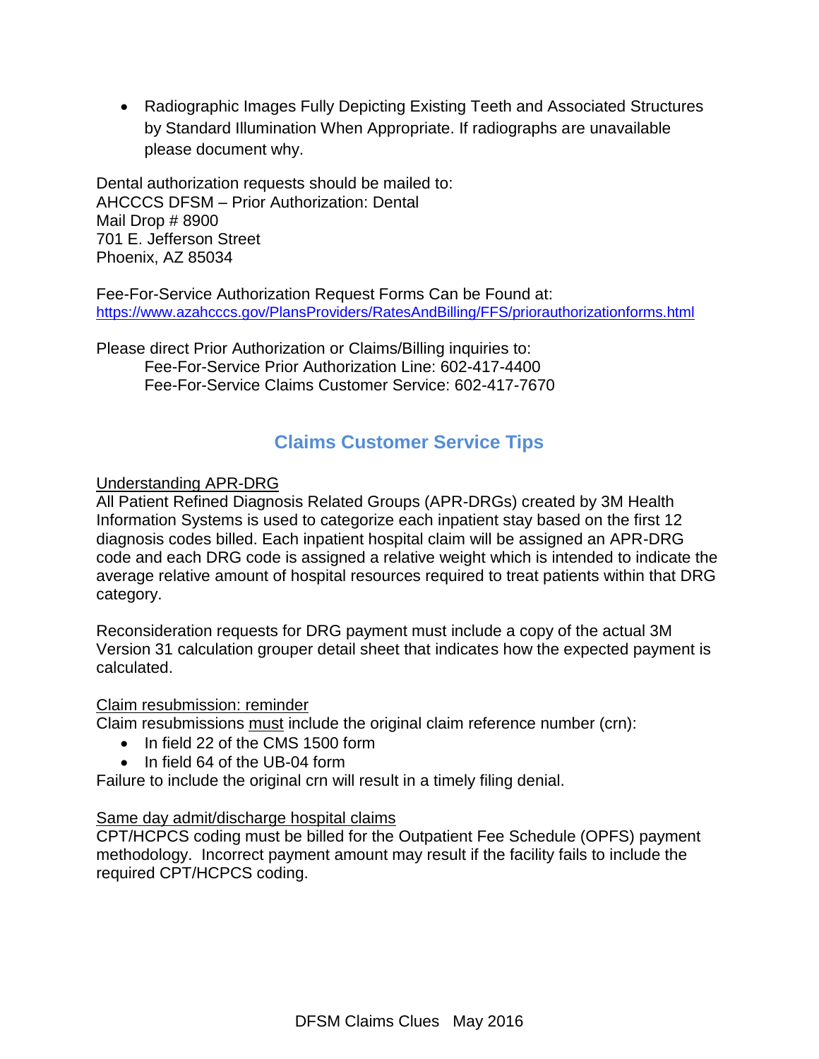- Radiographic Images Fully Depicting Existing Teeth and Associated Structures by Standard Illumination When Appropriate. If radiographs are unavailable please document why.

Dental authorization requests should be mailed to:
AHCCCS DFSM – Prior Authorization: Dental
Mail Drop # 8900
701 E. Jefferson Street
Phoenix, AZ 85034

Fee-For-Service Authorization Request Forms Can be Found at:
https://www.azahcccs.gov/PlansProviders/RatesAndBilling/FFS/priorauthorizationforms.html

Please direct Prior Authorization or Claims/Billing inquiries to:
Fee-For-Service Prior Authorization Line: 602-417-4400
Fee-For-Service Claims Customer Service: 602-417-7670

## Claims Customer Service Tips

Understanding APR-DRG

All Patient Refined Diagnosis Related Groups (APR-DRGs) created by 3M Health Information Systems is used to categorize each inpatient stay based on the first 12 diagnosis codes billed. Each inpatient hospital claim will be assigned an APR-DRG code and each DRG code is assigned a relative weight which is intended to indicate the average relative amount of hospital resources required to treat patients within that DRG category.

Reconsideration requests for DRG payment must include a copy of the actual 3M Version 31 calculation grouper detail sheet that indicates how the expected payment is calculated.

Claim resubmission: reminder

Claim resubmissions must include the original claim reference number (crn):

- In field 22 of the CMS 1500 form
- In field 64 of the UB-04 form

Failure to include the original crn will result in a timely filing denial.

Same day admit/discharge hospital claims

CPT/HCPCS coding must be billed for the Outpatient Fee Schedule (OPFS) payment methodology. Incorrect payment amount may result if the facility fails to include the required CPT/HCPCS coding.